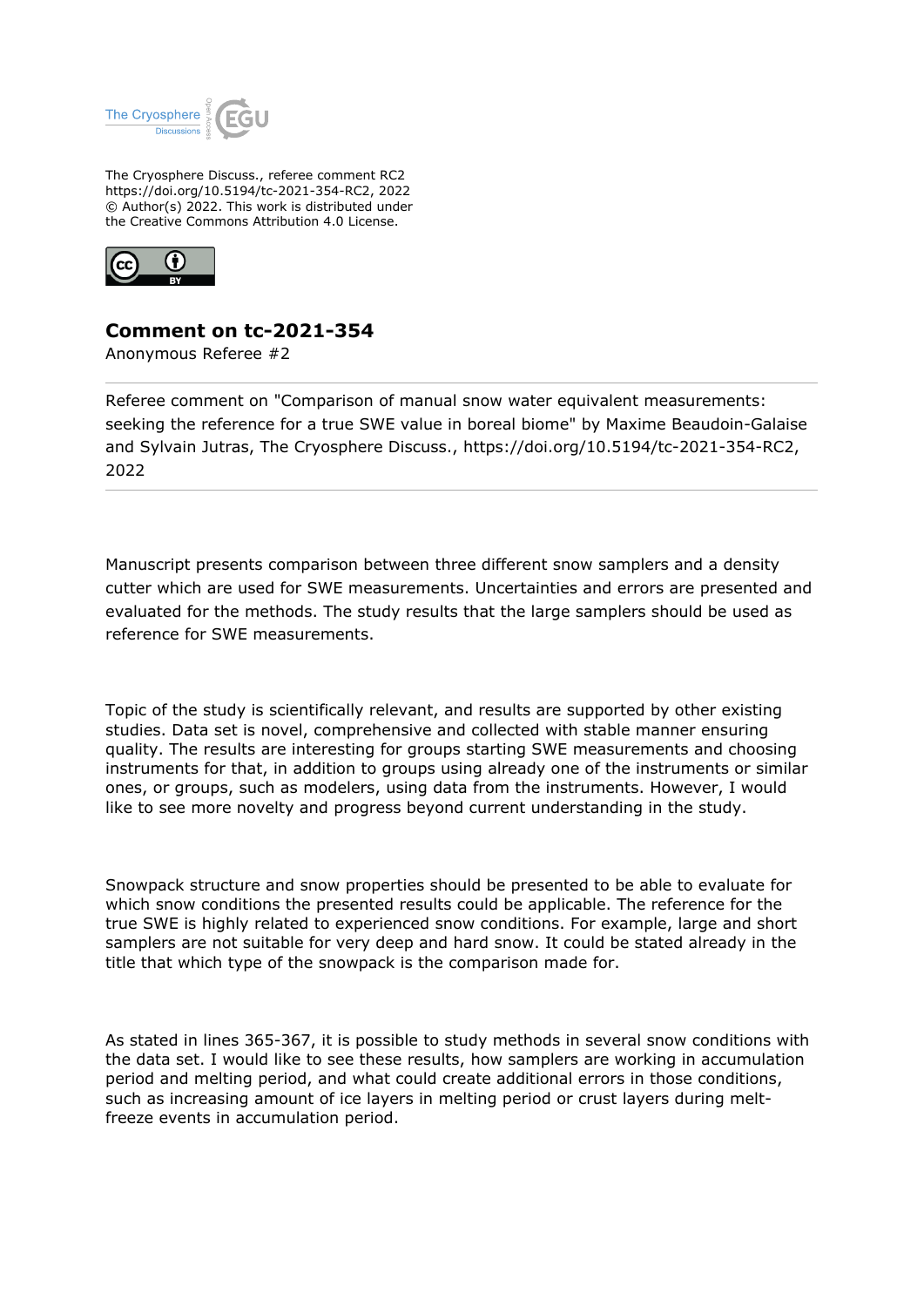The Cryosphere Discuss., referee comment RC2
https://doi.org/10.5194/tc-2021-354-RC2, 2022
© Author(s) 2022. This work is distributed under
the Creative Commons Attribution 4.0 License.

## Comment on tc-2021-354

Anonymous Referee #2

---

Referee comment on "Comparison of manual snow water equivalent measurements: seeking the reference for a true SWE value in boreal biome" by Maxime Beaudoin-Galaise and Sylvain Jutras, The Cryosphere Discuss., https://doi.org/10.5194/tc-2021-354-RC2, 2022

---

Manuscript presents comparison between three different snow samplers and a density cutter which are used for SWE measurements. Uncertainties and errors are presented and evaluated for the methods. The study results that the large samplers should be used as reference for SWE measurements.

Topic of the study is scientifically relevant, and results are supported by other existing studies. Data set is novel, comprehensive and collected with stable manner ensuring quality. The results are interesting for groups starting SWE measurements and choosing instruments for that, in addition to groups using already one of the instruments or similar ones, or groups, such as modelers, using data from the instruments. However, I would like to see more novelty and progress beyond current understanding in the study.

Snowpack structure and snow properties should be presented to be able to evaluate for which snow conditions the presented results could be applicable. The reference for the true SWE is highly related to experienced snow conditions. For example, large and short samplers are not suitable for very deep and hard snow. It could be stated already in the title that which type of the snowpack is the comparison made for.

As stated in lines 365-367, it is possible to study methods in several snow conditions with the data set. I would like to see these results, how samplers are working in accumulation period and melting period, and what could create additional errors in those conditions, such as increasing amount of ice layers in melting period or crust layers during melt-freeze events in accumulation period.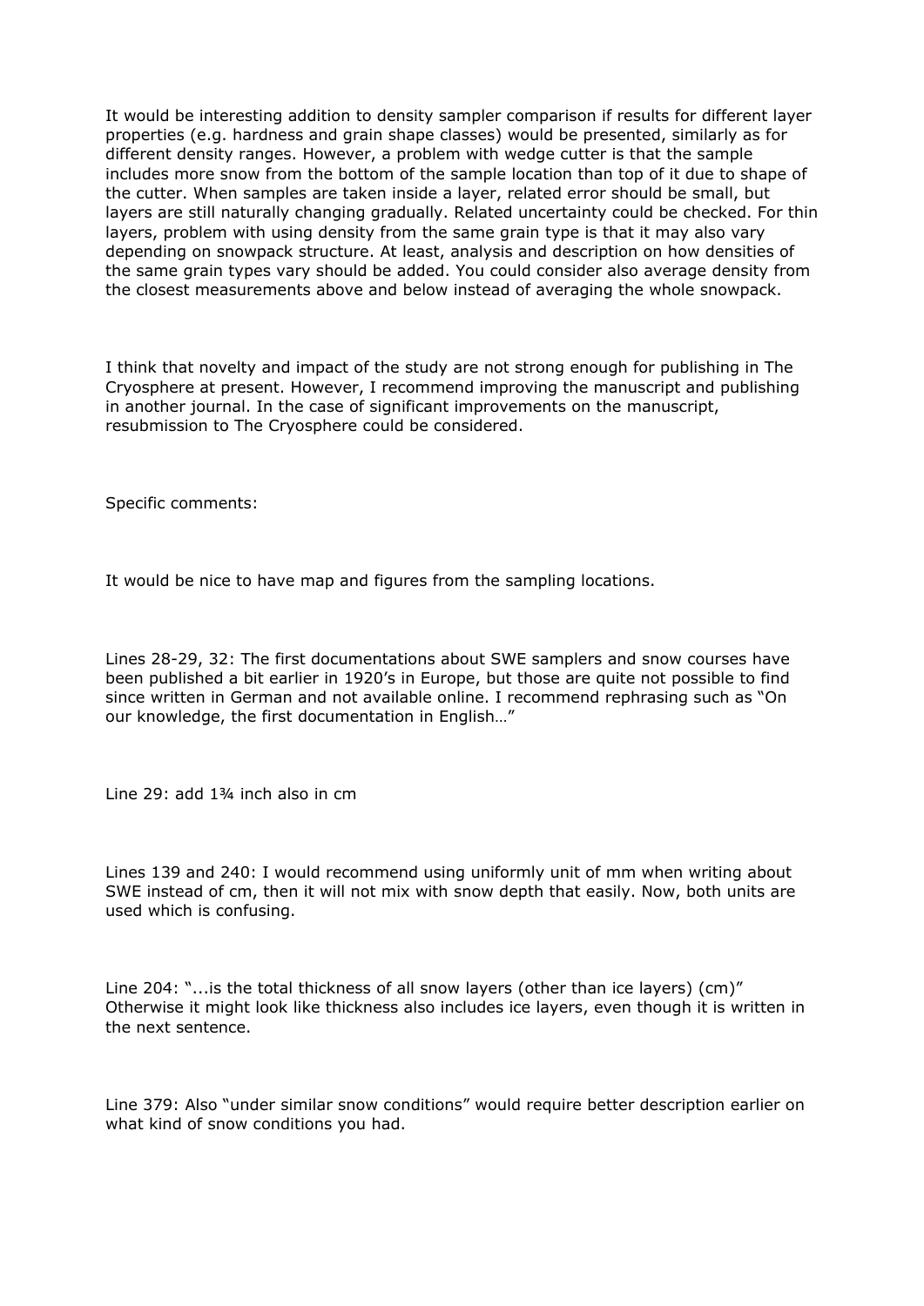It would be interesting addition to density sampler comparison if results for different layer properties (e.g. hardness and grain shape classes) would be presented, similarly as for different density ranges. However, a problem with wedge cutter is that the sample includes more snow from the bottom of the sample location than top of it due to shape of the cutter. When samples are taken inside a layer, related error should be small, but layers are still naturally changing gradually. Related uncertainty could be checked. For thin layers, problem with using density from the same grain type is that it may also vary depending on snowpack structure. At least, analysis and description on how densities of the same grain types vary should be added. You could consider also average density from the closest measurements above and below instead of averaging the whole snowpack.

I think that novelty and impact of the study are not strong enough for publishing in The Cryosphere at present. However, I recommend improving the manuscript and publishing in another journal. In the case of significant improvements on the manuscript, resubmission to The Cryosphere could be considered.

Specific comments:

It would be nice to have map and figures from the sampling locations.

Lines 28-29, 32: The first documentations about SWE samplers and snow courses have been published a bit earlier in 1920's in Europe, but those are quite not possible to find since written in German and not available online. I recommend rephrasing such as "On our knowledge, the first documentation in English…"

Line 29: add 1¾ inch also in cm

Lines 139 and 240: I would recommend using uniformly unit of mm when writing about SWE instead of cm, then it will not mix with snow depth that easily. Now, both units are used which is confusing.

Line 204: "...is the total thickness of all snow layers (other than ice layers) (cm)" Otherwise it might look like thickness also includes ice layers, even though it is written in the next sentence.

Line 379: Also "under similar snow conditions" would require better description earlier on what kind of snow conditions you had.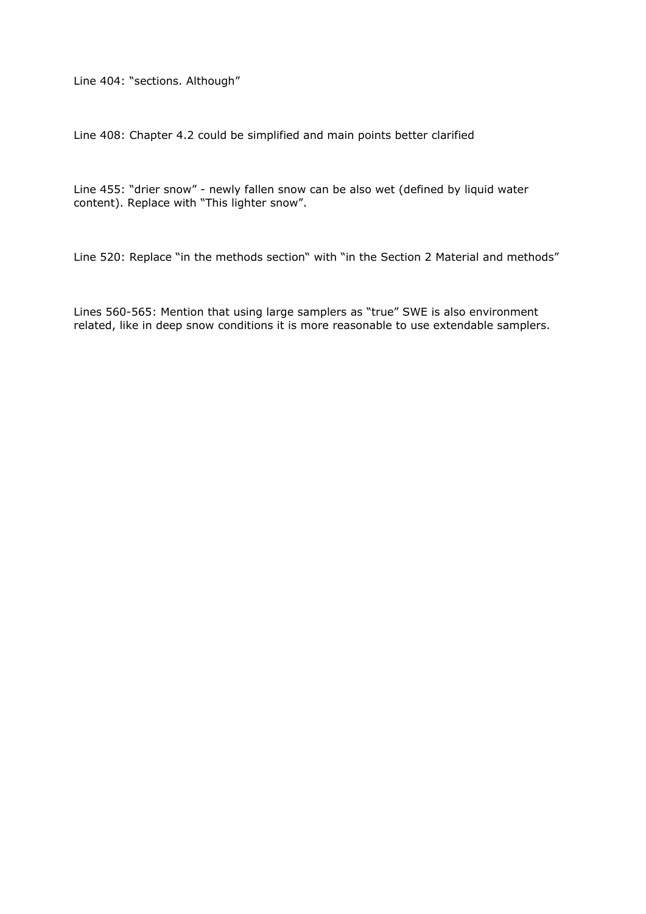Line 404: "sections. Although"

Line 408: Chapter 4.2 could be simplified and main points better clarified

Line 455: "drier snow" - newly fallen snow can be also wet (defined by liquid water content). Replace with "This lighter snow".

Line 520: Replace "in the methods section" with "in the Section 2 Material and methods"

Lines 560-565: Mention that using large samplers as "true" SWE is also environment related, like in deep snow conditions it is more reasonable to use extendable samplers.